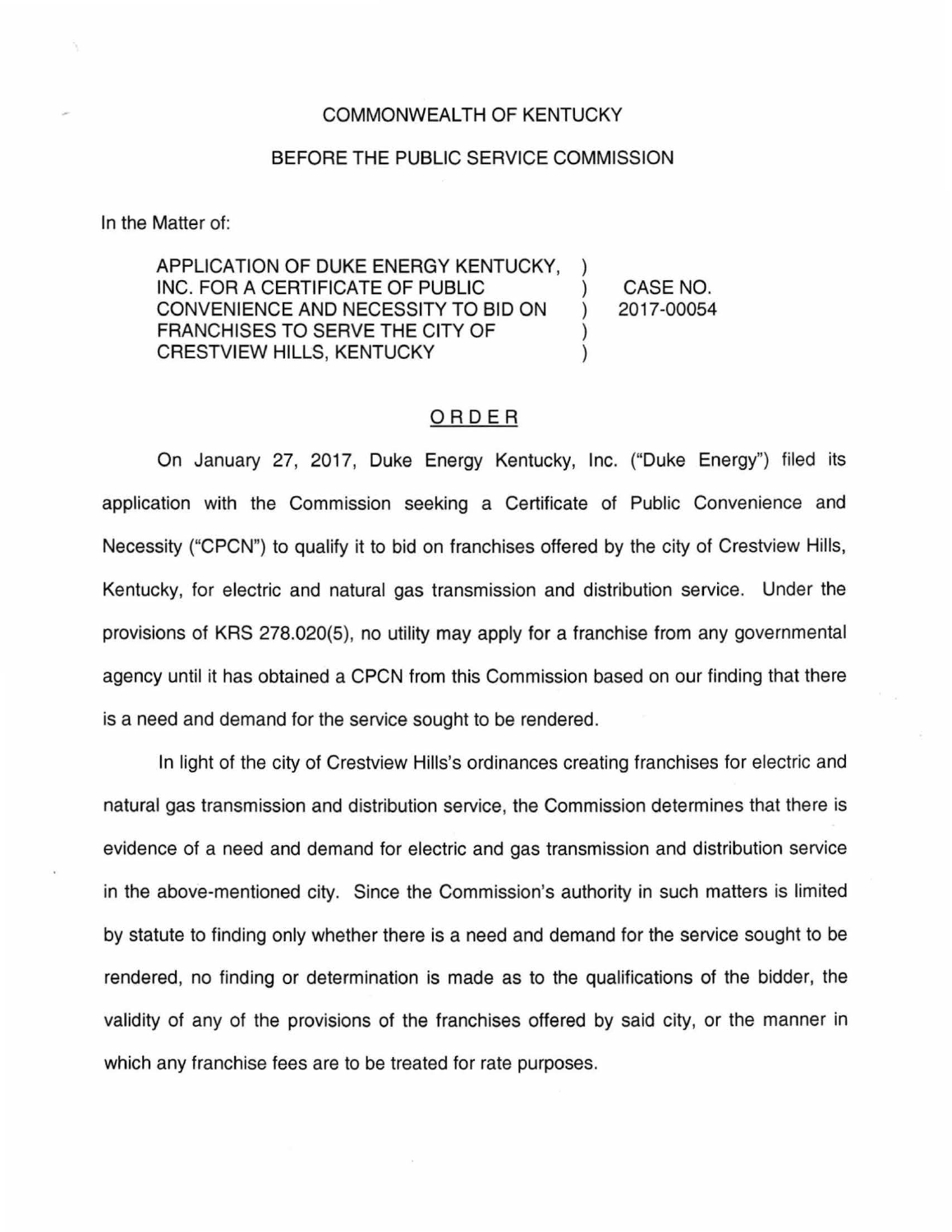COMMONWEALTH OF KENTUCKY

BEFORE THE PUBLIC SERVICE COMMISSION

In the Matter of:

| | | |
|---|---|---|
| APPLICATION OF DUKE ENERGY KENTUCKY, INC. FOR A CERTIFICATE OF PUBLIC CONVENIENCE AND NECESSITY TO BID ON FRANCHISES TO SERVE THE CITY OF CRESTVIEW HILLS, KENTUCKY | ) | CASE NO. 2017-00054 |

## ORDER

On January 27, 2017, Duke Energy Kentucky, Inc. ("Duke Energy") filed its application with the Commission seeking a Certificate of Public Convenience and Necessity ("CPCN") to qualify it to bid on franchises offered by the city of Crestview Hills, Kentucky, for electric and natural gas transmission and distribution service. Under the provisions of KRS 278.020(5), no utility may apply for a franchise from any governmental agency until it has obtained a CPCN from this Commission based on our finding that there is a need and demand for the service sought to be rendered.

In light of the city of Crestview Hills's ordinances creating franchises for electric and natural gas transmission and distribution service, the Commission determines that there is evidence of a need and demand for electric and gas transmission and distribution service in the above-mentioned city. Since the Commission's authority in such matters is limited by statute to finding only whether there is a need and demand for the service sought to be rendered, no finding or determination is made as to the qualifications of the bidder, the validity of any of the provisions of the franchises offered by said city, or the manner in which any franchise fees are to be treated for rate purposes.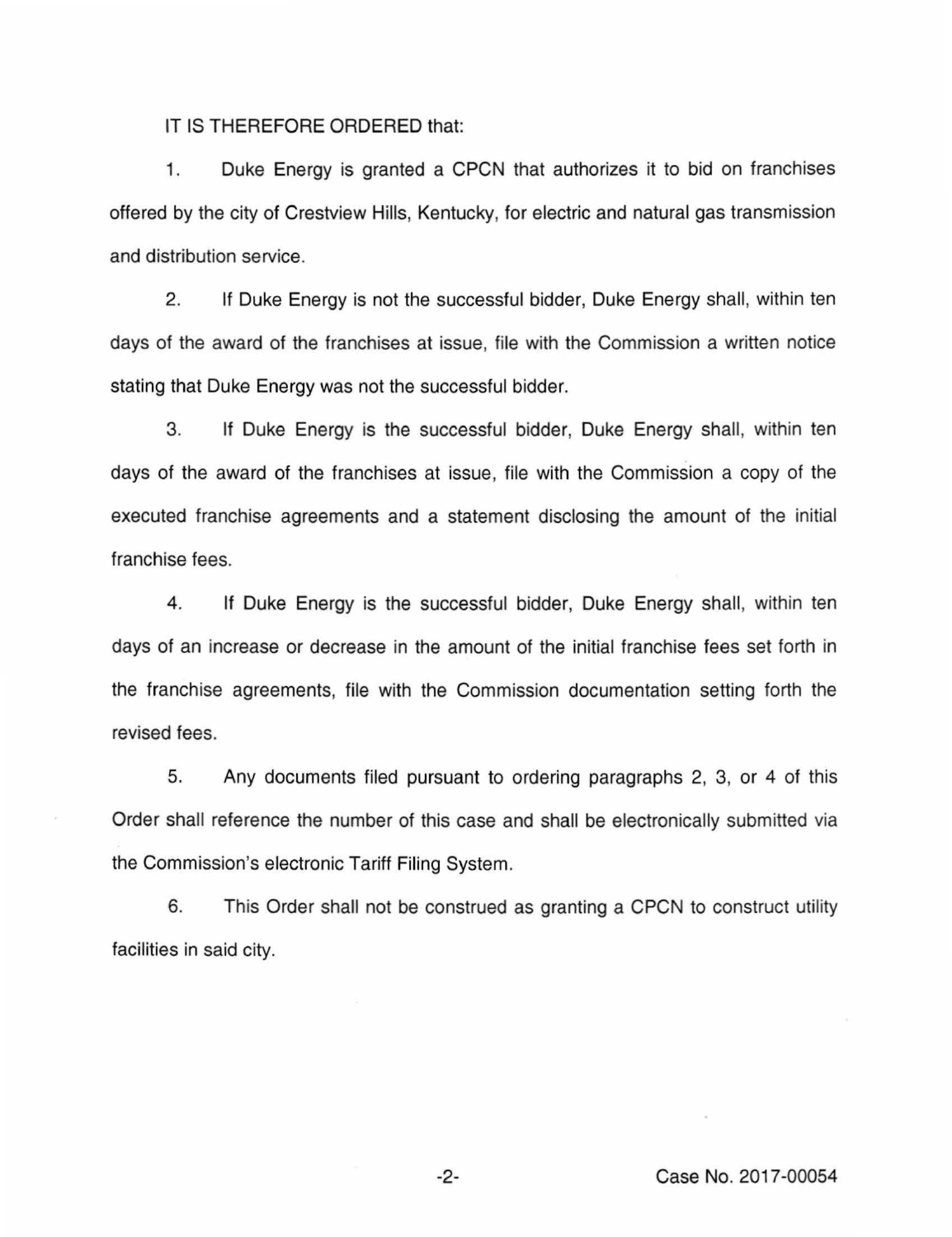IT IS THEREFORE ORDERED that:

1. Duke Energy is granted a CPCN that authorizes it to bid on franchises offered by the city of Crestview Hills, Kentucky, for electric and natural gas transmission and distribution service.

2. If Duke Energy is not the successful bidder, Duke Energy shall, within ten days of the award of the franchises at issue, file with the Commission a written notice stating that Duke Energy was not the successful bidder.

3. If Duke Energy is the successful bidder, Duke Energy shall, within ten days of the award of the franchises at issue, file with the Commission a copy of the executed franchise agreements and a statement disclosing the amount of the initial franchise fees.

4. If Duke Energy is the successful bidder, Duke Energy shall, within ten days of an increase or decrease in the amount of the initial franchise fees set forth in the franchise agreements, file with the Commission documentation setting forth the revised fees.

5. Any documents filed pursuant to ordering paragraphs 2, 3, or 4 of this Order shall reference the number of this case and shall be electronically submitted via the Commission's electronic Tariff Filing System.

6. This Order shall not be construed as granting a CPCN to construct utility facilities in said city.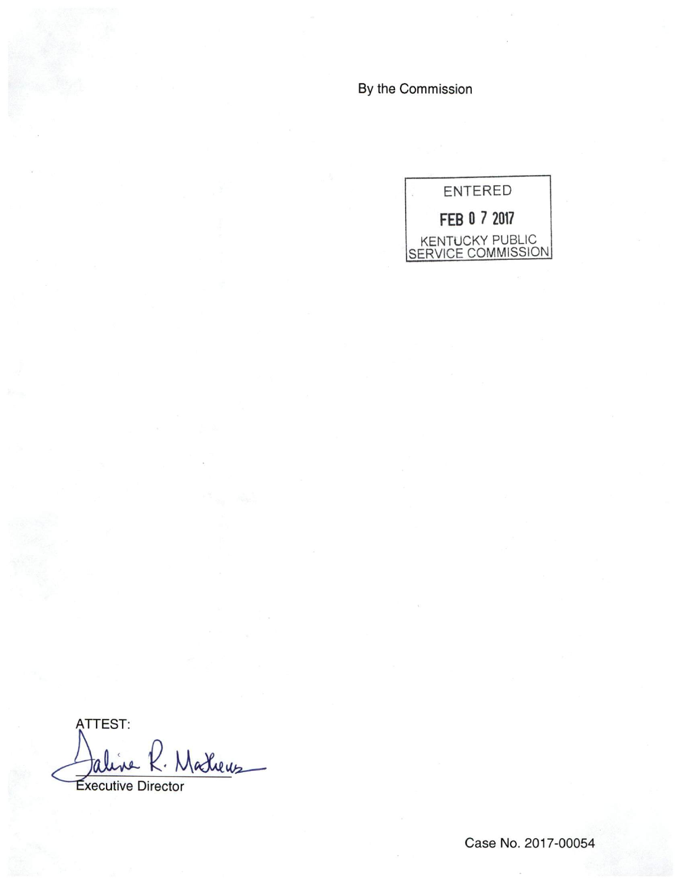By the Commission

ENTERED

FEB 07 2017

KENTUCKY PUBLIC SERVICE COMMISSION

ATTEST:

Jaline R. Mathews

Executive Director

Case No. 2017-00054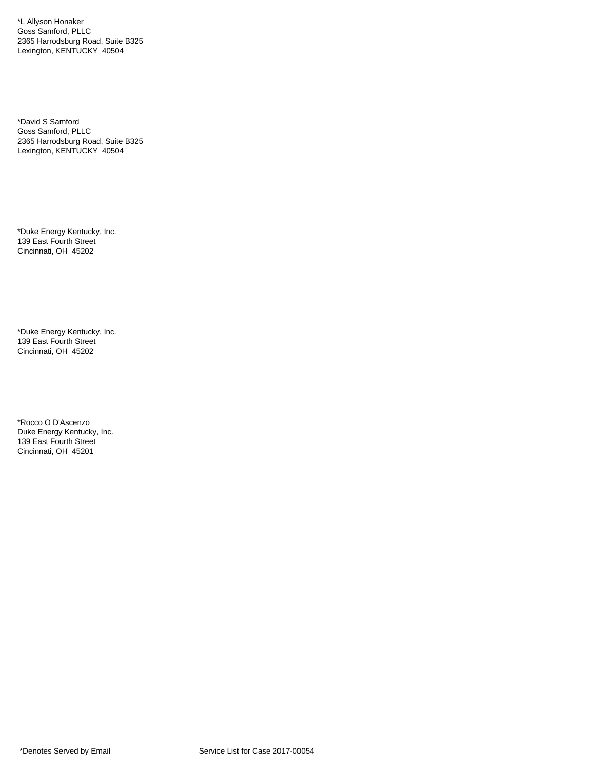*L Allyson Honaker
Goss Samford, PLLC
2365 Harrodsburg Road, Suite B325
Lexington, KENTUCKY  40504

*David S Samford
Goss Samford, PLLC
2365 Harrodsburg Road, Suite B325
Lexington, KENTUCKY  40504

*Duke Energy Kentucky, Inc.
139 East Fourth Street
Cincinnati, OH  45202

*Duke Energy Kentucky, Inc.
139 East Fourth Street
Cincinnati, OH  45202

*Rocco O D'Ascenzo
Duke Energy Kentucky, Inc.
139 East Fourth Street
Cincinnati, OH  45201